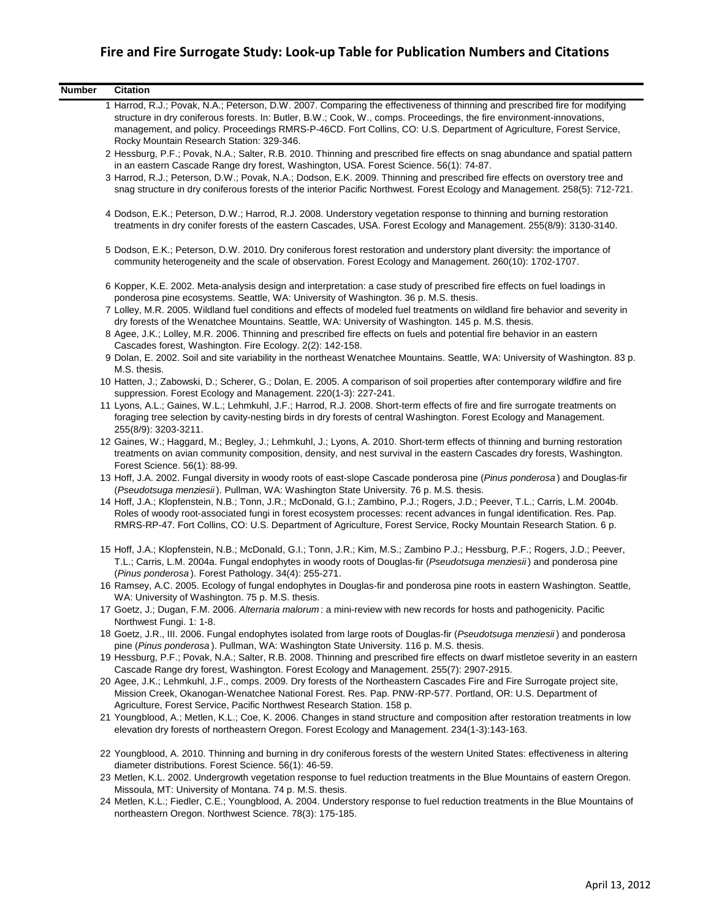# Fire and Fire Surrogate Study: Look-up Table for Publication Numbers and Citations

| Number | Citation |
|---|---|
| 1 | Harrod, R.J.; Povak, N.A.; Peterson, D.W. 2007. Comparing the effectiveness of thinning and prescribed fire for modifying structure in dry coniferous forests. In: Butler, B.W.; Cook, W., comps. Proceedings, the fire environment-innovations, management, and policy. Proceedings RMRS-P-46CD. Fort Collins, CO: U.S. Department of Agriculture, Forest Service, Rocky Mountain Research Station: 329-346. |
| 2 | Hessburg, P.F.; Povak, N.A.; Salter, R.B. 2010. Thinning and prescribed fire effects on snag abundance and spatial pattern in an eastern Cascade Range dry forest, Washington, USA. Forest Science. 56(1): 74-87. |
| 3 | Harrod, R.J.; Peterson, D.W.; Povak, N.A.; Dodson, E.K. 2009. Thinning and prescribed fire effects on overstory tree and snag structure in dry coniferous forests of the interior Pacific Northwest. Forest Ecology and Management. 258(5): 712-721. |
| 4 | Dodson, E.K.; Peterson, D.W.; Harrod, R.J. 2008. Understory vegetation response to thinning and burning restoration treatments in dry conifer forests of the eastern Cascades, USA. Forest Ecology and Management. 255(8/9): 3130-3140. |
| 5 | Dodson, E.K.; Peterson, D.W. 2010. Dry coniferous forest restoration and understory plant diversity: the importance of community heterogeneity and the scale of observation. Forest Ecology and Management. 260(10): 1702-1707. |
| 6 | Kopper, K.E. 2002. Meta-analysis design and interpretation: a case study of prescribed fire effects on fuel loadings in ponderosa pine ecosystems. Seattle, WA: University of Washington. 36 p. M.S. thesis. |
| 7 | Lolley, M.R. 2005. Wildland fuel conditions and effects of modeled fuel treatments on wildland fire behavior and severity in dry forests of the Wenatchee Mountains. Seattle, WA: University of Washington. 145 p. M.S. thesis. |
| 8 | Agee, J.K.; Lolley, M.R. 2006. Thinning and prescribed fire effects on fuels and potential fire behavior in an eastern Cascades forest, Washington, USA. Fire Ecology. 2(2): 142-158. |
| 9 | Dolan, E. 2002. Soil and site variability in the northeast Wenatchee Mountains. Seattle, WA: University of Washington. 83 p. M.S. thesis. |
| 10 | Hatten, J.; Zabowski, D.; Scherer, G.; Dolan, E. 2005. A comparison of soil properties after contemporary wildfire and fire suppression. Forest Ecology and Management. 220(1-3): 227-241. |
| 11 | Lyons, A.L.; Gaines, W.L.; Lehmkuhl, J.F.; Harrod, R.J. 2008. Short-term effects of fire and fire surrogate treatments on foraging tree selection by cavity-nesting birds in dry forests of central Washington. Forest Ecology and Management. 255(8/9): 3203-3211. |
| 12 | Gaines, W.; Haggard, M.; Begley, J.; Lehmkuhl, J.; Lyons, A. 2010. Short-term effects of thinning and burning restoration treatments on avian community composition, density, and nest survival in the eastern Cascades dry forests, Washington. Forest Science. 56(1): 88-99. |
| 13 | Hoff, J.A. 2002. Fungal diversity in woody roots of east-slope Cascade ponderosa pine (*Pinus ponderosa*) and Douglas-fir (*Pseudotsuga menziesii*). Pullman, WA: Washington State University. 76 p. M.S. thesis. |
| 14 | Hoff, J.A.; Klopfenstein, N.B.; Tonn, J.R.; McDonald, G.I.; Zambino, P.J.; Rogers, J.D.; Peever, T.L.; Carris, L.M. 2004b. Roles of woody root-associated fungi in forest ecosystem processes: recent advances in fungal identification. Res. Pap. RMRS-RP-47. Fort Collins, CO: U.S. Department of Agriculture, Forest Service, Rocky Mountain Research Station. 6 p. |
| 15 | Hoff, J.A.; Klopfenstein, N.B.; McDonald, G.I.; Tonn, J.R.; Kim, M.S.; Zambino P.J.; Hessburg, P.F.; Rogers, J.D.; Peever, T.L.; Carris, L.M. 2004a. Fungal endophytes in woody roots of Douglas-fir (*Pseudotsuga menziesii*) and ponderosa pine (*Pinus ponderosa*). Forest Pathology. 34(4): 255-271. |
| 16 | Ramsey, A.C. 2005. Ecology of fungal endophytes in Douglas-fir and ponderosa pine roots in eastern Washington. Seattle, WA: University of Washington. 75 p. M.S. thesis. |
| 17 | Goetz, J.; Dugan, F.M. 2006. *Alternaria malorum*: a mini-review with new records for hosts and pathogenicity. Pacific Northwest Fungi. 1: 1-8. |
| 18 | Goetz, J.R., III. 2006. Fungal endophytes isolated from large roots of Douglas-fir (*Pseudotsuga menziesii*) and ponderosa pine (*Pinus ponderosa*). Pullman, WA: Washington State University. 116 p. M.S. thesis. |
| 19 | Hessburg, P.F.; Povak, N.A.; Salter, R.B. 2008. Thinning and prescribed fire effects on dwarf mistletoe severity in an eastern Cascade Range dry forest, Washington. Forest Ecology and Management. 255(7): 2907-2915. |
| 20 | Agee, J.K.; Lehmkuhl, J.F., comps. 2009. Dry forests of the Northeastern Cascades Fire and Fire Surrogate project site, Mission Creek, Okanogan-Wenatchee National Forest. Res. Pap. PNW-RP-577. Portland, OR: U.S. Department of Agriculture, Forest Service, Pacific Northwest Research Station. 158 p. |
| 21 | Youngblood, A.; Metlen, K.L.; Coe, K. 2006. Changes in stand structure and composition after restoration treatments in low elevation dry forests of northeastern Oregon. Forest Ecology and Management. 234(1-3):143-163. |
| 22 | Youngblood, A. 2010. Thinning and burning in dry coniferous forests of the western United States: effectiveness in altering diameter distributions. Forest Science. 56(1): 46-59. |
| 23 | Metlen, K.L. 2002. Undergrowth vegetation response to fuel reduction treatments in the Blue Mountains of eastern Oregon. Missoula, MT: University of Montana. 74 p. M.S. thesis. |
| 24 | Metlen, K.L.; Fiedler, C.E.; Youngblood, A. 2004. Understory response to fuel reduction treatments in the Blue Mountains of northeastern Oregon. Northwest Science. 78(3): 175-185. |

April 13, 2012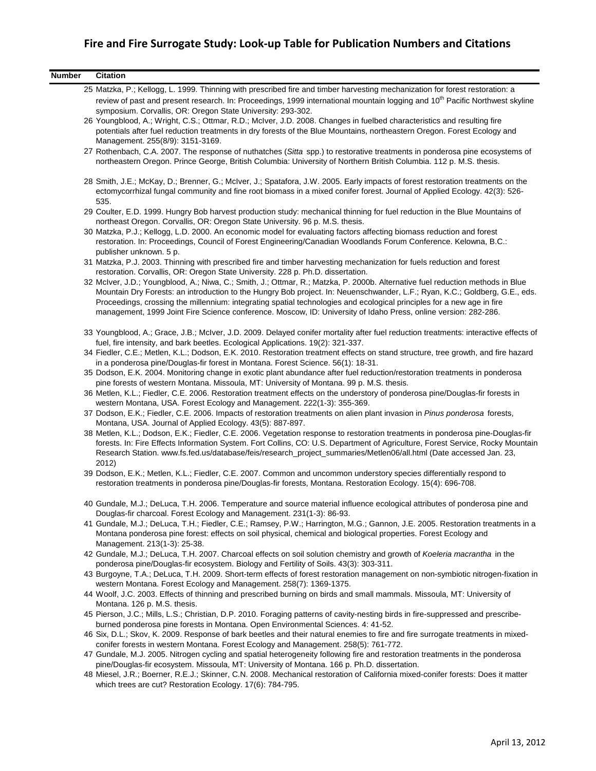## Fire and Fire Surrogate Study: Look-up Table for Publication Numbers and Citations

| Number | Citation |
|---|---|
| 25 | Matzka, P.; Kellogg, L. 1999. Thinning with prescribed fire and timber harvesting mechanization for forest restoration: a review of past and present research. In: Proceedings, 1999 international mountain logging and 10th Pacific Northwest skyline symposium. Corvallis, OR: Oregon State University: 293-302. |
| 26 | Youngblood, A.; Wright, C.S.; Ottmar, R.D.; McIver, J.D. 2008. Changes in fuelbed characteristics and resulting fire potentials after fuel reduction treatments in dry forests of the Blue Mountains, northeastern Oregon. Forest Ecology and Management. 255(8/9): 3151-3169. |
| 27 | Rothenbach, C.A. 2007. The response of nuthatches (*Sitta* spp.) to restorative treatments in ponderosa pine ecosystems of northeastern Oregon. Prince George, British Columbia: University of Northern British Columbia. 112 p. M.S. thesis. |
| 28 | Smith, J.E.; McKay, D.; Brenner, G.; McIver, J.; Spatafora, J.W. 2005. Early impacts of forest restoration treatments on the ectomycorrhizal fungal community and fine root biomass in a mixed conifer forest. Journal of Applied Ecology. 42(3): 526-535. |
| 29 | Coulter, E.D. 1999. Hungry Bob harvest production study: mechanical thinning for fuel reduction in the Blue Mountains of northeast Oregon. Corvallis, OR: Oregon State University. 96 p. M.S. thesis. |
| 30 | Matzka, P.J.; Kellogg, L.D. 2000. An economic model for evaluating factors affecting biomass reduction and forest restoration. In: Proceedings, Council of Forest Engineering/Canadian Woodlands Forum Conference. Kelowna, B.C.: publisher unknown. 5 p. |
| 31 | Matzka, P.J. 2003. Thinning with prescribed fire and timber harvesting mechanization for fuels reduction and forest restoration. Corvallis, OR: Oregon State University. 228 p. Ph.D. dissertation. |
| 32 | McIver, J.D.; Youngblood, A.; Niwa, C.; Smith, J.; Ottmar, R.; Matzka, P. 2000b. Alternative fuel reduction methods in Blue Mountain Dry Forests: an introduction to the Hungry Bob project. In: Neuenschwander, L.F.; Ryan, K.C.; Goldberg, G.E., eds. Proceedings, crossing the millennium: integrating spatial technologies and ecological principles for a new age in fire management, 1999 Joint Fire Science conference. Moscow, ID: University of Idaho Press, online version: 282-286. |
| 33 | Youngblood, A.; Grace, J.B.; McIver, J.D. 2009. Delayed conifer mortality after fuel reduction treatments: interactive effects of fuel, fire intensity, and bark beetles. Ecological Applications. 19(2): 321-337. |
| 34 | Fiedler, C.E.; Metlen, K.L.; Dodson, E.K. 2010. Restoration treatment effects on stand structure, tree growth, and fire hazard in a ponderosa pine/Douglas-fir forest in Montana. Forest Science. 56(1): 18-31. |
| 35 | Dodson, E.K. 2004. Monitoring change in exotic plant abundance after fuel reduction/restoration treatments in ponderosa pine forests of western Montana. Missoula, MT: University of Montana. 99 p. M.S. thesis. |
| 36 | Metlen, K.L.; Fiedler, C.E. 2006. Restoration treatment effects on the understory of ponderosa pine/Douglas-fir forests in western Montana, USA. Forest Ecology and Management. 222(1-3): 355-369. |
| 37 | Dodson, E.K.; Fiedler, C.E. 2006. Impacts of restoration treatments on alien plant invasion in *Pinus ponderosa* forests, Montana, USA. Journal of Applied Ecology. 43(5): 887-897. |
| 38 | Metlen, K.L.; Dodson, E.K.; Fiedler, C.E. 2006. Vegetation response to restoration treatments in ponderosa pine-Douglas-fir forests. In: Fire Effects Information System. Fort Collins, CO: U.S. Department of Agriculture, Forest Service, Rocky Mountain Research Station. www.fs.fed.us/database/feis/research_project_summaries/Metlen06/all.html (Date accessed Jan. 23, 2012) |
| 39 | Dodson, E.K.; Metlen, K.L.; Fiedler, C.E. 2007. Common and uncommon understory species differentially respond to restoration treatments in ponderosa pine/Douglas-fir forests, Montana. Restoration Ecology. 15(4): 696-708. |
| 40 | Gundale, M.J.; DeLuca, T.H. 2006. Temperature and source material influence ecological attributes of ponderosa pine and Douglas-fir charcoal. Forest Ecology and Management. 231(1-3): 86-93. |
| 41 | Gundale, M.J.; DeLuca, T.H.; Fiedler, C.E.; Ramsey, P.W.; Harrington, M.G.; Gannon, J.E. 2005. Restoration treatments in a Montana ponderosa pine forest: effects on soil physical, chemical and biological properties. Forest Ecology and Management. 213(1-3): 25-38. |
| 42 | Gundale, M.J.; DeLuca, T.H. 2007. Charcoal effects on soil solution chemistry and growth of *Koeleria macrantha* in the ponderosa pine/Douglas-fir ecosystem. Biology and Fertility of Soils. 43(3): 303-311. |
| 43 | Burgoyne, T.A.; DeLuca, T.H. 2009. Short-term effects of forest restoration management on non-symbiotic nitrogen-fixation in western Montana. Forest Ecology and Management. 258(7): 1369-1375. |
| 44 | Woolf, J.C. 2003. Effects of thinning and prescribed burning on birds and small mammals. Missoula, MT: University of Montana. 126 p. M.S. thesis. |
| 45 | Pierson, J.C.; Mills, L.S.; Christian, D.P. 2010. Foraging patterns of cavity-nesting birds in fire-suppressed and prescribe-burned ponderosa pine forests in Montana. Open Environmental Sciences. 4: 41-52. |
| 46 | Six, D.L.; Skov, K. 2009. Response of bark beetles and their natural enemies to fire and fire surrogate treatments in mixed-conifer forests in western Montana. Forest Ecology and Management. 258(5): 761-772. |
| 47 | Gundale, M.J. 2005. Nitrogen cycling and spatial heterogeneity following fire and restoration treatments in the ponderosa pine/Douglas-fir ecosystem. Missoula, MT: University of Montana. 166 p. Ph.D. dissertation. |
| 48 | Miesel, J.R.; Boerner, R.E.J.; Skinner, C.N. 2008. Mechanical restoration of California mixed-conifer forests: Does it matter which trees are cut? Restoration Ecology. 17(6): 784-795. |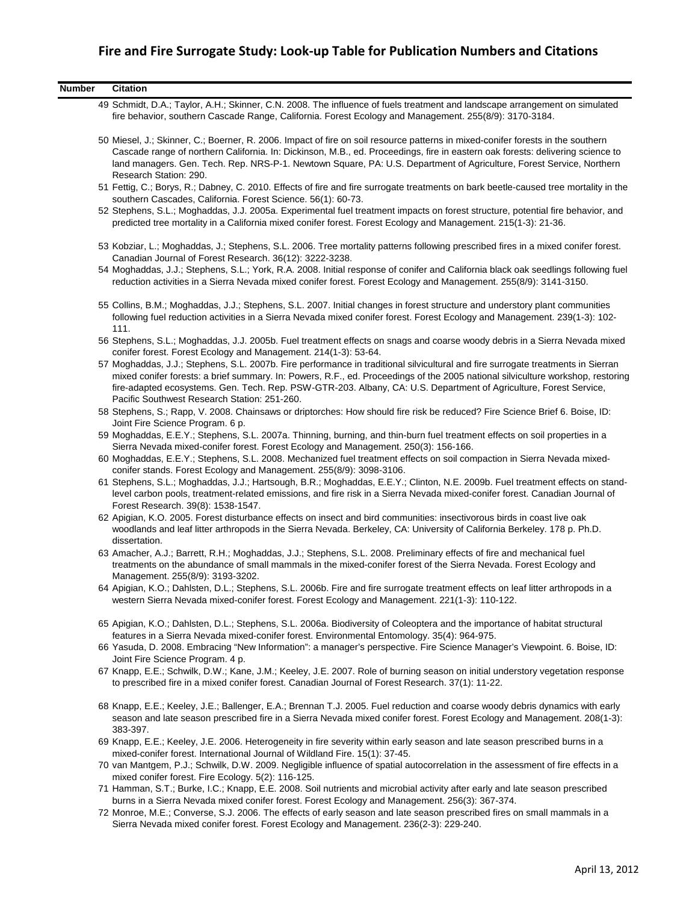# Fire and Fire Surrogate Study: Look-up Table for Publication Numbers and Citations

| Number | Citation |
|---|---|
| 49 | Schmidt, D.A.; Taylor, A.H.; Skinner, C.N. 2008. The influence of fuels treatment and landscape arrangement on simulated fire behavior, southern Cascade Range, California. Forest Ecology and Management. 255(8/9): 3170-3184. |
| 50 | Miesel, J.; Skinner, C.; Boerner, R. 2006. Impact of fire on soil resource patterns in mixed-conifer forests in the southern Cascade range of northern California. In: Dickinson, M.B., ed. Proceedings, fire in eastern oak forests: delivering science to land managers. Gen. Tech. Rep. NRS-P-1. Newtown Square, PA: U.S. Department of Agriculture, Forest Service, Northern Research Station: 290. |
| 51 | Fettig, C.; Borys, R.; Dabney, C. 2010. Effects of fire and fire surrogate treatments on bark beetle-caused tree mortality in the southern Cascades, California. Forest Science. 56(1): 60-73. |
| 52 | Stephens, S.L.; Moghaddas, J.J. 2005a. Experimental fuel treatment impacts on forest structure, potential fire behavior, and predicted tree mortality in a California mixed conifer forest. Forest Ecology and Management. 215(1-3): 21-36. |
| 53 | Kobziar, L.; Moghaddas, J.; Stephens, S.L. 2006. Tree mortality patterns following prescribed fires in a mixed conifer forest. Canadian Journal of Forest Research. 36(12): 3222-3238. |
| 54 | Moghaddas, J.J.; Stephens, S.L.; York, R.A. 2008. Initial response of conifer and California black oak seedlings following fuel reduction activities in a Sierra Nevada mixed conifer forest. Forest Ecology and Management. 255(8/9): 3141-3150. |
| 55 | Collins, B.M.; Moghaddas, J.J.; Stephens, S.L. 2007. Initial changes in forest structure and understory plant communities following fuel reduction activities in a Sierra Nevada mixed conifer forest. Forest Ecology and Management. 239(1-3): 102-111. |
| 56 | Stephens, S.L.; Moghaddas, J.J. 2005b. Fuel treatment effects on snags and coarse woody debris in a Sierra Nevada mixed conifer forest. Forest Ecology and Management. 214(1-3): 53-64. |
| 57 | Moghaddas, J.J.; Stephens, S.L. 2007b. Fire performance in traditional silvicultural and fire surrogate treatments in Sierran mixed conifer forests: a brief summary. In: Powers, R.F., ed. Proceedings of the 2005 national silviculture workshop, restoring fire-adapted ecosystems. Gen. Tech. Rep. PSW-GTR-203. Albany, CA: U.S. Department of Agriculture, Forest Service, Pacific Southwest Research Station: 251-260. |
| 58 | Stephens, S.; Rapp, V. 2008. Chainsaws or driptorches: How should fire risk be reduced? Fire Science Brief 6. Boise, ID: Joint Fire Science Program. 6 p. |
| 59 | Moghaddas, E.E.Y.; Stephens, S.L. 2007a. Thinning, burning, and thin-burn fuel treatment effects on soil properties in a Sierra Nevada mixed-conifer forest. Forest Ecology and Management. 250(3): 156-166. |
| 60 | Moghaddas, E.E.Y.; Stephens, S.L. 2008. Mechanized fuel treatment effects on soil compaction in Sierra Nevada mixed-conifer stands. Forest Ecology and Management. 255(8/9): 3098-3106. |
| 61 | Stephens, S.L.; Moghaddas, J.J.; Hartsough, B.R.; Moghaddas, E.E.Y.; Clinton, N.E. 2009b. Fuel treatment effects on stand-level carbon pools, treatment-related emissions, and fire risk in a Sierra Nevada mixed-conifer forest. Canadian Journal of Forest Research. 39(8): 1538-1547. |
| 62 | Apigian, K.O. 2005. Forest disturbance effects on insect and bird communities: insectivorous birds in coast live oak woodlands and leaf litter arthropods in the Sierra Nevada. Berkeley, CA: University of California Berkeley. 178 p. Ph.D. dissertation. |
| 63 | Amacher, A.J.; Barrett, R.H.; Moghaddas, J.J.; Stephens, S.L. 2008. Preliminary effects of fire and mechanical fuel treatments on the abundance of small mammals in the mixed-conifer forest of the Sierra Nevada. Forest Ecology and Management. 255(8/9): 3193-3202. |
| 64 | Apigian, K.O.; Dahlsten, D.L.; Stephens, S.L. 2006b. Fire and fire surrogate treatment effects on leaf litter arthropods in a western Sierra Nevada mixed-conifer forest. Forest Ecology and Management. 221(1-3): 110-122. |
| 65 | Apigian, K.O.; Dahlsten, D.L.; Stephens, S.L. 2006a. Biodiversity of Coleoptera and the importance of habitat structural features in a Sierra Nevada mixed-conifer forest. Environmental Entomology. 35(4): 964-975. |
| 66 | Yasuda, D. 2008. Embracing "New Information": a manager's perspective. Fire Science Manager's Viewpoint. 6. Boise, ID: Joint Fire Science Program. 4 p. |
| 67 | Knapp, E.E.; Schwilk, D.W.; Kane, J.M.; Keeley, J.E. 2007. Role of burning season on initial understory vegetation response to prescribed fire in a mixed conifer forest. Canadian Journal of Forest Research. 37(1): 11-22. |
| 68 | Knapp, E.E.; Keeley, J.E.; Ballenger, E.A.; Brennan T.J. 2005. Fuel reduction and coarse woody debris dynamics with early season and late season prescribed fire in a Sierra Nevada mixed conifer forest. Forest Ecology and Management. 208(1-3): 383-397. |
| 69 | Knapp, E.E.; Keeley, J.E. 2006. Heterogeneity in fire severity within early season and late season prescribed burns in a mixed-conifer forest. International Journal of Wildland Fire. 15(1): 37-45. |
| 70 | van Mantgem, P.J.; Schwilk, D.W. 2009. Negligible influence of spatial autocorrelation in the assessment of fire effects in a mixed conifer forest. Fire Ecology. 5(2): 116-125. |
| 71 | Hamman, S.T.; Burke, I.C.; Knapp, E.E. 2008. Soil nutrients and microbial activity after early and late season prescribed burns in a Sierra Nevada mixed conifer forest. Forest Ecology and Management. 256(3): 367-374. |
| 72 | Monroe, M.E.; Converse, S.J. 2006. The effects of early season and late season prescribed fires on small mammals in a Sierra Nevada mixed conifer forest. Forest Ecology and Management. 236(2-3): 229-240. |

April 13, 2012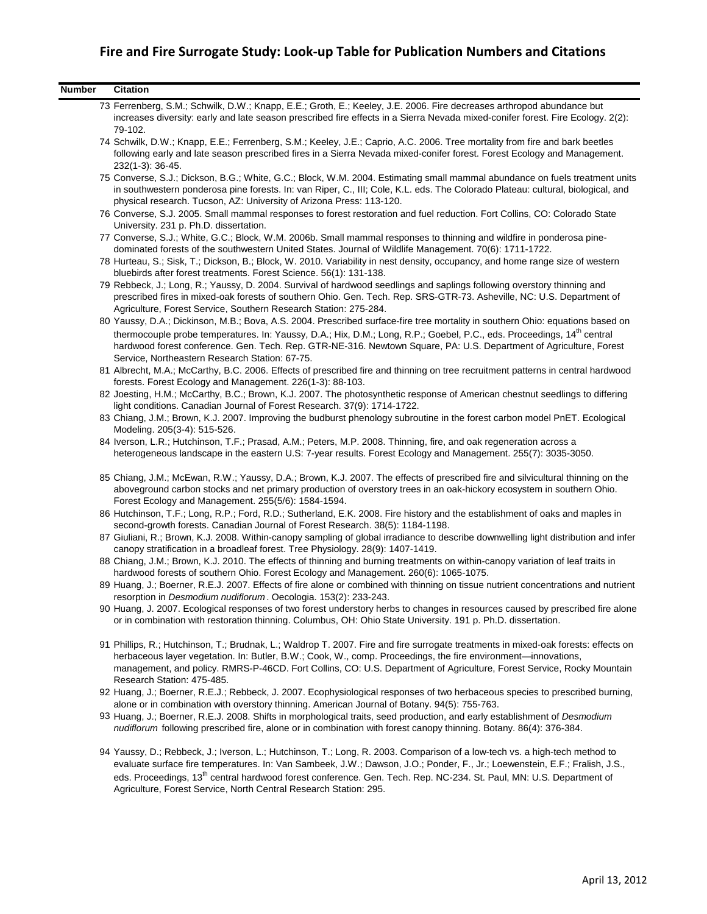# Fire and Fire Surrogate Study: Look-up Table for Publication Numbers and Citations

| Number | Citation |
|---|---|
| 73 | Ferrenberg, S.M.; Schwilk, D.W.; Knapp, E.E.; Groth, E.; Keeley, J.E. 2006. Fire decreases arthropod abundance but increases diversity: early and late season prescribed fire effects in a Sierra Nevada mixed-conifer forest. Fire Ecology. 2(2): 79-102. |
| 74 | Schwilk, D.W.; Knapp, E.E.; Ferrenberg, S.M.; Keeley, J.E.; Caprio, A.C. 2006. Tree mortality from fire and bark beetles following early and late season prescribed fires in a Sierra Nevada mixed-conifer forest. Forest Ecology and Management. 232(1-3): 36-45. |
| 75 | Converse, S.J.; Dickson, B.G.; White, G.C.; Block, W.M. 2004. Estimating small mammal abundance on fuels treatment units in southwestern ponderosa pine forests. In: van Riper, C., III; Cole, K.L. eds. The Colorado Plateau: cultural, biological, and physical research. Tucson, AZ: University of Arizona Press: 113-120. |
| 76 | Converse, S.J. 2005. Small mammal responses to forest restoration and fuel reduction. Fort Collins, CO: Colorado State University. 231 p. Ph.D. dissertation. |
| 77 | Converse, S.J.; White, G.C.; Block, W.M. 2006b. Small mammal responses to thinning and wildfire in ponderosa pine-dominated forests of the southwestern United States. Journal of Wildlife Management. 70(6): 1711-1722. |
| 78 | Hurteau, S.; Sisk, T.; Dickson, B.; Block, W. 2010. Variability in nest density, occupancy, and home range size of western bluebirds after forest treatments. Forest Science. 56(1): 131-138. |
| 79 | Rebbeck, J.; Long, R.; Yaussy, D. 2004. Survival of hardwood seedlings and saplings following overstory thinning and prescribed fires in mixed-oak forests of southern Ohio. Gen. Tech. Rep. SRS-GTR-73. Asheville, NC: U.S. Department of Agriculture, Forest Service, Southern Research Station: 275-284. |
| 80 | Yaussy, D.A.; Dickinson, M.B.; Bova, A.S. 2004. Prescribed surface-fire tree mortality in southern Ohio: equations based on thermocouple probe temperatures. In: Yaussy, D.A.; Hix, D.M.; Long, R.P.; Goebel, P.C., eds. Proceedings, 14th central hardwood forest conference. Gen. Tech. Rep. GTR-NE-316. Newtown Square, PA: U.S. Department of Agriculture, Forest Service, Northeastern Research Station: 67-75. |
| 81 | Albrecht, M.A.; McCarthy, B.C. 2006. Effects of prescribed fire and thinning on tree recruitment patterns in central hardwood forests. Forest Ecology and Management. 226(1-3): 88-103. |
| 82 | Joesting, H.M.; McCarthy, B.C.; Brown, K.J. 2007. The photosynthetic response of American chestnut seedlings to differing light conditions. Canadian Journal of Forest Research. 37(9): 1714-1722. |
| 83 | Chiang, J.M.; Brown, K.J. 2007. Improving the budburst phenology subroutine in the forest carbon model PnET. Ecological Modeling. 205(3-4): 515-526. |
| 84 | Iverson, L.R.; Hutchinson, T.F.; Prasad, A.M.; Peters, M.P. 2008. Thinning, fire, and oak regeneration across a heterogeneous landscape in the eastern U.S: 7-year results. Forest Ecology and Management. 255(7): 3035-3050. |
| 85 | Chiang, J.M.; McEwan, R.W.; Yaussy, D.A.; Brown, K.J. 2007. The effects of prescribed fire and silvicultural thinning on the aboveground carbon stocks and net primary production of overstory trees in an oak-hickory ecosystem in southern Ohio. Forest Ecology and Management. 255(5/6): 1584-1594. |
| 86 | Hutchinson, T.F.; Long, R.P.; Ford, R.D.; Sutherland, E.K. 2008. Fire history and the establishment of oaks and maples in second-growth forests. Canadian Journal of Forest Research. 38(5): 1184-1198. |
| 87 | Giuliani, R.; Brown, K.J. 2008. Within-canopy sampling of global irradiance to describe downwelling light distribution and infer canopy stratification in a broadleaf forest. Tree Physiology. 28(9): 1407-1419. |
| 88 | Chiang, J.M.; Brown, K.J. 2010. The effects of thinning and burning treatments on within-canopy variation of leaf traits in hardwood forests of southern Ohio. Forest Ecology and Management. 260(6): 1065-1075. |
| 89 | Huang, J.; Boerner, R.E.J. 2007. Effects of fire alone or combined with thinning on tissue nutrient concentrations and nutrient resorption in *Desmodium nudiflorum*. Oecologia. 153(2): 233-243. |
| 90 | Huang, J. 2007. Ecological responses of two forest understory herbs to changes in resources caused by prescribed fire alone or in combination with restoration thinning. Columbus, OH: Ohio State University. 191 p. Ph.D. dissertation. |
| 91 | Phillips, R.; Hutchinson, T.; Brudnak, L.; Waldrop T. 2007. Fire and fire surrogate treatments in mixed-oak forests: effects on herbaceous layer vegetation. In: Butler, B.W.; Cook, W., comp. Proceedings, the fire environment—innovations, management, and policy. RMRS-P-46CD. Fort Collins, CO: U.S. Department of Agriculture, Forest Service, Rocky Mountain Research Station: 475-485. |
| 92 | Huang, J.; Boerner, R.E.J.; Rebbeck, J. 2007. Ecophysiological responses of two herbaceous species to prescribed burning, alone or in combination with overstory thinning. American Journal of Botany. 94(5): 755-763. |
| 93 | Huang, J.; Boerner, R.E.J. 2008. Shifts in morphological traits, seed production, and early establishment of *Desmodium nudiflorum* following prescribed fire, alone or in combination with forest canopy thinning. Botany. 86(4): 376-384. |
| 94 | Yaussy, D.; Rebbeck, J.; Iverson, L.; Hutchinson, T.; Long, R. 2003. Comparison of a low-tech vs. a high-tech method to evaluate surface fire temperatures. In: Van Sambeek, J.W.; Dawson, J.O.; Ponder, F., Jr.; Loewenstein, E.F.; Fralish, J.S., eds. Proceedings, 13th central hardwood forest conference. Gen. Tech. Rep. NC-234. St. Paul, MN: U.S. Department of Agriculture, Forest Service, North Central Research Station: 295. |

April 13, 2012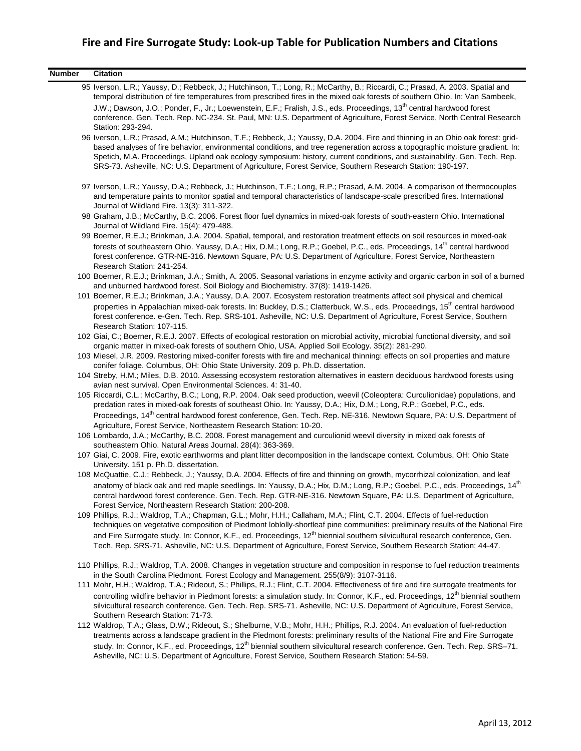# Fire and Fire Surrogate Study: Look-up Table for Publication Numbers and Citations

| Number | Citation |
| --- | --- |
| 95 | Iverson, L.R.; Yaussy, D.; Rebbeck, J.; Hutchinson, T.; Long, R.; McCarthy, B.; Riccardi, C.; Prasad, A. 2003. Spatial and temporal distribution of fire temperatures from prescribed fires in the mixed oak forests of southern Ohio. In: Van Sambeek, J.W.; Dawson, J.O.; Ponder, F., Jr.; Loewenstein, E.F.; Fralish, J.S., eds. Proceedings, 13th central hardwood forest conference. Gen. Tech. Rep. NC-234. St. Paul, MN: U.S. Department of Agriculture, Forest Service, North Central Research Station: 293-294. |
| 96 | Iverson, L.R.; Prasad, A.M.; Hutchinson, T.F.; Rebbeck, J.; Yaussy, D.A. 2004. Fire and thinning in an Ohio oak forest: grid-based analyses of fire behavior, environmental conditions, and tree regeneration across a topographic moisture gradient. In: Spetich, M.A. Proceedings, Upland oak ecology symposium: history, current conditions, and sustainability. Gen. Tech. Rep. SRS-73. Asheville, NC: U.S. Department of Agriculture, Forest Service, Southern Research Station: 190-197. |
| 97 | Iverson, L.R.; Yaussy, D.A.; Rebbeck, J.; Hutchinson, T.F.; Long, R.P.; Prasad, A.M. 2004. A comparison of thermocouples and temperature paints to monitor spatial and temporal characteristics of landscape-scale prescribed fires. International Journal of Wildland Fire. 13(3): 311-322. |
| 98 | Graham, J.B.; McCarthy, B.C. 2006. Forest floor fuel dynamics in mixed-oak forests of south-eastern Ohio. International Journal of Wildland Fire. 15(4): 479-488. |
| 99 | Boerner, R.E.J.; Brinkman, J.A. 2004. Spatial, temporal, and restoration treatment effects on soil resources in mixed-oak forests of southeastern Ohio. Yaussy, D.A.; Hix, D.M.; Long, R.P.; Goebel, P.C., eds. Proceedings, 14th central hardwood forest conference. GTR-NE-316. Newtown Square, PA: U.S. Department of Agriculture, Forest Service, Northeastern Research Station: 241-254. |
| 100 | Boerner, R.E.J.; Brinkman, J.A.; Smith, A. 2005. Seasonal variations in enzyme activity and organic carbon in soil of a burned and unburned hardwood forest. Soil Biology and Biochemistry. 37(8): 1419-1426. |
| 101 | Boerner, R.E.J.; Brinkman, J.A.; Yaussy, D.A. 2007. Ecosystem restoration treatments affect soil physical and chemical properties in Appalachian mixed-oak forests. In: Buckley, D.S.; Clatterbuck, W.S., eds. Proceedings, 15th central hardwood forest conference. e-Gen. Tech. Rep. SRS-101. Asheville, NC: U.S. Department of Agriculture, Forest Service, Southern Research Station: 107-115. |
| 102 | Giai, C.; Boerner, R.E.J. 2007. Effects of ecological restoration on microbial activity, microbial functional diversity, and soil organic matter in mixed-oak forests of southern Ohio, USA. Applied Soil Ecology. 35(2): 281-290. |
| 103 | Miesel, J.R. 2009. Restoring mixed-conifer forests with fire and mechanical thinning: effects on soil properties and mature conifer foliage. Columbus, OH: Ohio State University. 209 p. Ph.D. dissertation. |
| 104 | Streby, H.M.; Miles, D.B. 2010. Assessing ecosystem restoration alternatives in eastern deciduous hardwood forests using avian nest survival. Open Environmental Sciences. 4: 31-40. |
| 105 | Riccardi, C.L.; McCarthy, B.C.; Long, R.P. 2004. Oak seed production, weevil (Coleoptera: Curculionidae) populations, and predation rates in mixed-oak forests of southeast Ohio. In: Yaussy, D.A.; Hix, D.M.; Long, R.P.; Goebel, P.C., eds. Proceedings, 14th central hardwood forest conference, Gen. Tech. Rep. NE-316. Newtown Square, PA: U.S. Department of Agriculture, Forest Service, Northeastern Research Station: 10-20. |
| 106 | Lombardo, J.A.; McCarthy, B.C. 2008. Forest management and curculionid weevil diversity in mixed oak forests of southeastern Ohio. Natural Areas Journal. 28(4): 363-369. |
| 107 | Giai, C. 2009. Fire, exotic earthworms and plant litter decomposition in the landscape context. Columbus, OH: Ohio State University. 151 p. Ph.D. dissertation. |
| 108 | McQuattie, C.J.; Rebbeck, J.; Yaussy, D.A. 2004. Effects of fire and thinning on growth, mycorrhizal colonization, and leaf anatomy of black oak and red maple seedlings. In: Yaussy, D.A.; Hix, D.M.; Long, R.P.; Goebel, P.C., eds. Proceedings, 14th central hardwood forest conference. Gen. Tech. Rep. GTR-NE-316. Newtown Square, PA: U.S. Department of Agriculture, Forest Service, Northeastern Research Station: 200-208. |
| 109 | Phillips, R.J.; Waldrop, T.A.; Chapman, G.L.; Mohr, H.H.; Callaham, M.A.; Flint, C.T. 2004. Effects of fuel-reduction techniques on vegetative composition of Piedmont loblolly-shortleaf pine communities: preliminary results of the National Fire and Fire Surrogate study. In: Connor, K.F., ed. Proceedings, 12th biennial southern silvicultural research conference, Gen. Tech. Rep. SRS-71. Asheville, NC: U.S. Department of Agriculture, Forest Service, Southern Research Station: 44-47. |
| 110 | Phillips, R.J.; Waldrop, T.A. 2008. Changes in vegetation structure and composition in response to fuel reduction treatments in the South Carolina Piedmont. Forest Ecology and Management. 255(8/9): 3107-3116. |
| 111 | Mohr, H.H.; Waldrop, T.A.; Rideout, S.; Phillips, R.J.; Flint, C.T. 2004. Effectiveness of fire and fire surrogate treatments for controlling wildfire behavior in Piedmont forests: a simulation study. In: Connor, K.F., ed. Proceedings, 12th biennial southern silvicultural research conference. Gen. Tech. Rep. SRS-71. Asheville, NC: U.S. Department of Agriculture, Forest Service, Southern Research Station: 71-73. |
| 112 | Waldrop, T.A.; Glass, D.W.; Rideout, S.; Shelburne, V.B.; Mohr, H.H.; Phillips, R.J. 2004. An evaluation of fuel-reduction treatments across a landscape gradient in the Piedmont forests: preliminary results of the National Fire and Fire Surrogate study. In: Connor, K.F., ed. Proceedings, 12th biennial southern silvicultural research conference. Gen. Tech. Rep. SRS–71. Asheville, NC: U.S. Department of Agriculture, Forest Service, Southern Research Station: 54-59. |

April 13, 2012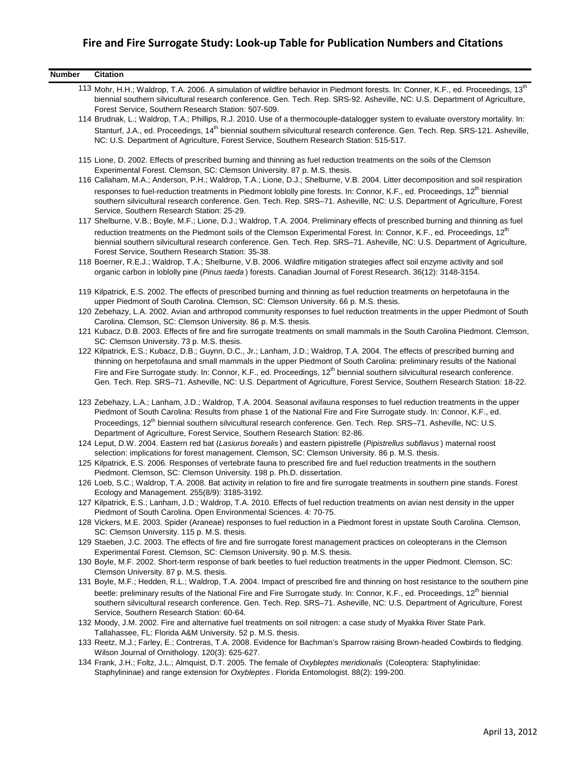# Fire and Fire Surrogate Study: Look-up Table for Publication Numbers and Citations

| Number | Citation |
|---|---|
| 113 | Mohr, H.H.; Waldrop, T.A. 2006. A simulation of wildfire behavior in Piedmont forests. In: Conner, K.F., ed. Proceedings, 13th biennial southern silvicultural research conference. Gen. Tech. Rep. SRS-92. Asheville, NC: U.S. Department of Agriculture, Forest Service, Southern Research Station: 507-509. |
| 114 | Brudnak, L.; Waldrop, T.A.; Phillips, R.J. 2010. Use of a thermocouple-datalogger system to evaluate overstory mortality. In: Stanturf, J.A., ed. Proceedings, 14th biennial southern silvicultural research conference. Gen. Tech. Rep. SRS-121. Asheville, NC: U.S. Department of Agriculture, Forest Service, Southern Research Station: 515-517. |
| 115 | Lione, D. 2002. Effects of prescribed burning and thinning as fuel reduction treatments on the soils of the Clemson Experimental Forest. Clemson, SC: Clemson University. 87 p. M.S. thesis. |
| 116 | Callaham, M.A.; Anderson, P.H.; Waldrop, T.A.; Lione, D.J.; Shelburne, V.B. 2004. Litter decomposition and soil respiration responses to fuel-reduction treatments in Piedmont loblolly pine forests. In: Connor, K.F., ed. Proceedings, 12th biennial southern silvicultural research conference. Gen. Tech. Rep. SRS–71. Asheville, NC: U.S. Department of Agriculture, Forest Service, Southern Research Station: 25-29. |
| 117 | Shelburne, V.B.; Boyle, M.F.; Lione, D.J.; Waldrop, T.A. 2004. Preliminary effects of prescribed burning and thinning as fuel reduction treatments on the Piedmont soils of the Clemson Experimental Forest. In: Connor, K.F., ed. Proceedings, 12th biennial southern silvicultural research conference. Gen. Tech. Rep. SRS–71. Asheville, NC: U.S. Department of Agriculture, Forest Service, Southern Research Station: 35-38. |
| 118 | Boerner, R.E.J.; Waldrop, T.A.; Shelburne, V.B. 2006. Wildfire mitigation strategies affect soil enzyme activity and soil organic carbon in loblolly pine (*Pinus taeda*) forests. Canadian Journal of Forest Research. 36(12): 3148-3154. |
| 119 | Kilpatrick, E.S. 2002. The effects of prescribed burning and thinning as fuel reduction treatments on herpetofauna in the upper Piedmont of South Carolina. Clemson, SC: Clemson University. 66 p. M.S. thesis. |
| 120 | Zebehazy, L.A. 2002. Avian and arthropod community responses to fuel reduction treatments in the upper Piedmont of South Carolina. Clemson, SC: Clemson University. 86 p. M.S. thesis. |
| 121 | Kubacz, D.B. 2003. Effects of fire and fire surrogate treatments on small mammals in the South Carolina Piedmont. Clemson, SC: Clemson University. 73 p. M.S. thesis. |
| 122 | Kilpatrick, E.S.; Kubacz, D.B.; Guynn, D.C., Jr.; Lanham, J.D.; Waldrop, T.A. 2004. The effects of prescribed burning and thinning on herpetofauna and small mammals in the upper Piedmont of South Carolina: preliminary results of the National Fire and Fire Surrogate study. In: Connor, K.F., ed. Proceedings, 12th biennial southern silvicultural research conference. Gen. Tech. Rep. SRS–71. Asheville, NC: U.S. Department of Agriculture, Forest Service, Southern Research Station: 18-22. |
| 123 | Zebehazy, L.A.; Lanham, J.D.; Waldrop, T.A. 2004. Seasonal avifauna responses to fuel reduction treatments in the upper Piedmont of South Carolina: Results from phase 1 of the National Fire and Fire Surrogate study. In: Connor, K.F., ed. Proceedings, 12th biennial southern silvicultural research conference. Gen. Tech. Rep. SRS–71. Asheville, NC: U.S. Department of Agriculture, Forest Service, Southern Research Station: 82-86. |
| 124 | Leput, D.W. 2004. Eastern red bat (*Lasiurus borealis*) and eastern pipistrelle (*Pipistrellus subflavus*) maternal roost selection: implications for forest management. Clemson, SC: Clemson University. 86 p. M.S. thesis. |
| 125 | Kilpatrick, E.S. 2006. Responses of vertebrate fauna to prescribed fire and fuel reduction treatments in the southern Piedmont. Clemson, SC: Clemson University. 198 p. Ph.D. dissertation. |
| 126 | Loeb, S.C.; Waldrop, T.A. 2008. Bat activity in relation to fire and fire surrogate treatments in southern pine stands. Forest Ecology and Management. 255(8/9): 3185-3192. |
| 127 | Kilpatrick, E.S.; Lanham, J.D.; Waldrop, T.A. 2010. Effects of fuel reduction treatments on avian nest density in the upper Piedmont of South Carolina. Open Environmental Sciences. 4: 70-75. |
| 128 | Vickers, M.E. 2003. Spider (Araneae) responses to fuel reduction in a Piedmont forest in upstate South Carolina. Clemson, SC: Clemson University. 115 p. M.S. thesis. |
| 129 | Staeben, J.C. 2003. The effects of fire and fire surrogate forest management practices on coleopterans in the Clemson Experimental Forest. Clemson, SC: Clemson University. 90 p. M.S. thesis. |
| 130 | Boyle, M.F. 2002. Short-term response of bark beetles to fuel reduction treatments in the upper Piedmont. Clemson, SC: Clemson University. 87 p. M.S. thesis. |
| 131 | Boyle, M.F.; Hedden, R.L.; Waldrop, T.A. 2004. Impact of prescribed fire and thinning on host resistance to the southern pine beetle: preliminary results of the National Fire and Fire Surrogate study. In: Connor, K.F., ed. Proceedings, 12th biennial southern silvicultural research conference. Gen. Tech. Rep. SRS–71. Asheville, NC: U.S. Department of Agriculture, Forest Service, Southern Research Station: 60-64. |
| 132 | Moody, J.M. 2002. Fire and alternative fuel treatments on soil nitrogen: a case study of Myakka River State Park. Tallahassee, FL: Florida A&M University. 52 p. M.S. thesis. |
| 133 | Reetz, M.J.; Farley, E.; Contreras, T.A. 2008. Evidence for Bachman's Sparrow raising Brown-headed Cowbirds to fledging. Wilson Journal of Ornithology. 120(3): 625-627. |
| 134 | Frank, J.H.; Foltz, J.L.; Almquist, D.T. 2005. The female of *Oxybleptes meridionalis* (Coleoptera: Staphylinidae: Staphylininae) and range extension for *Oxybleptes*. Florida Entomologist. 88(2): 199-200. |

April 13, 2012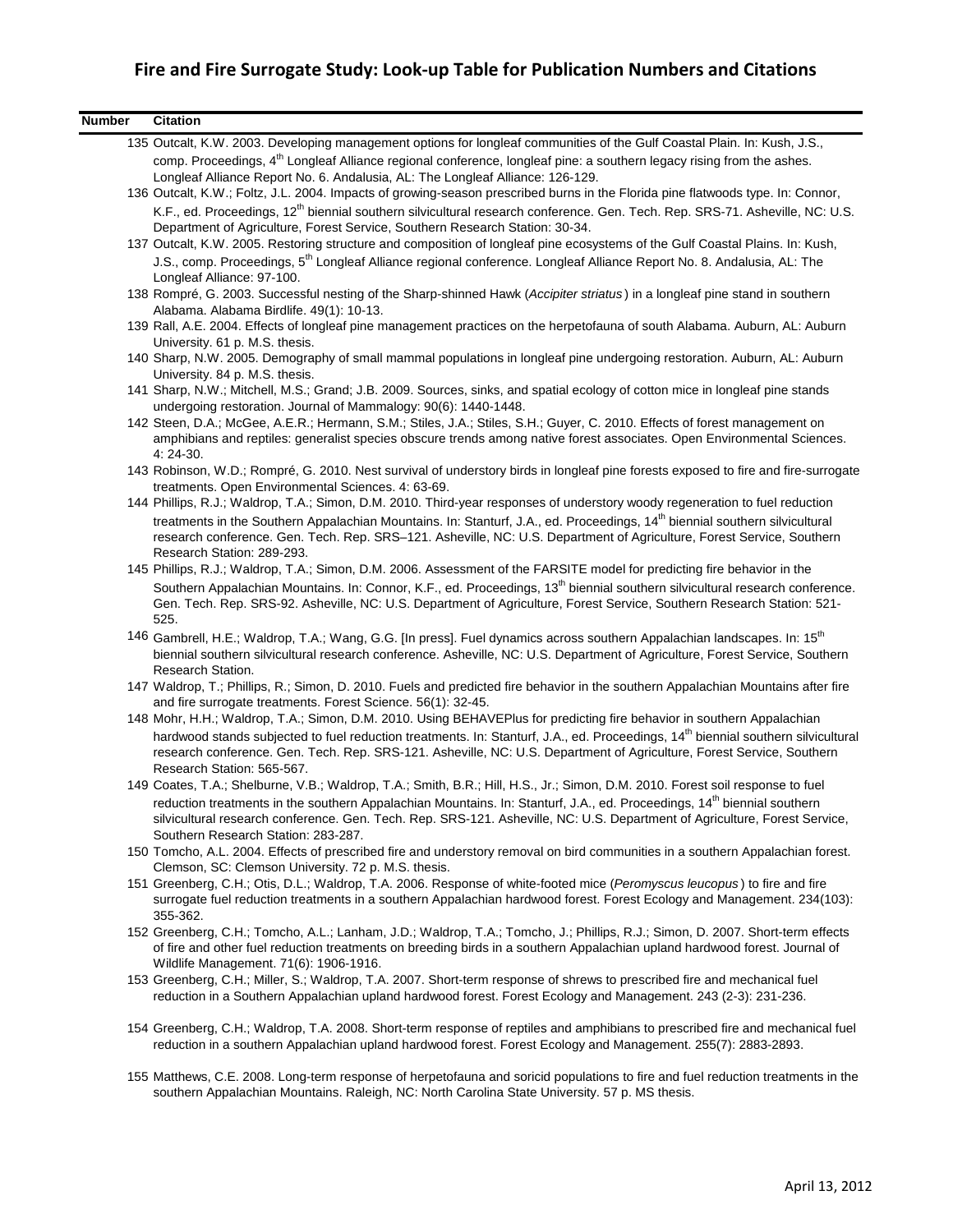# Fire and Fire Surrogate Study: Look-up Table for Publication Numbers and Citations

| Number | Citation |
|---|---|
| 135 | Outcalt, K.W. 2003. Developing management options for longleaf communities of the Gulf Coastal Plain. In: Kush, J.S., comp. Proceedings, 4th Longleaf Alliance regional conference, longleaf pine: a southern legacy rising from the ashes. Longleaf Alliance Report No. 6. Andalusia, AL: The Longleaf Alliance: 126-129. |
| 136 | Outcalt, K.W.; Foltz, J.L. 2004. Impacts of growing-season prescribed burns in the Florida pine flatwoods type. In: Connor, K.F., ed. Proceedings, 12th biennial southern silvicultural research conference. Gen. Tech. Rep. SRS-71. Asheville, NC: U.S. Department of Agriculture, Forest Service, Southern Research Station: 30-34. |
| 137 | Outcalt, K.W. 2005. Restoring structure and composition of longleaf pine ecosystems of the Gulf Coastal Plains. In: Kush, J.S., comp. Proceedings, 5th Longleaf Alliance regional conference. Longleaf Alliance Report No. 8. Andalusia, AL: The Longleaf Alliance: 97-100. |
| 138 | Rompré, G. 2003. Successful nesting of the Sharp-shinned Hawk (*Accipiter striatus*) in a longleaf pine stand in southern Alabama. Alabama Birdlife. 49(1): 10-13. |
| 139 | Rall, A.E. 2004. Effects of longleaf pine management practices on the herpetofauna of south Alabama. Auburn, AL: Auburn University. 61 p. M.S. thesis. |
| 140 | Sharp, N.W. 2005. Demography of small mammal populations in longleaf pine undergoing restoration. Auburn, AL: Auburn University. 84 p. M.S. thesis. |
| 141 | Sharp, N.W.; Mitchell, M.S.; Grand; J.B. 2009. Sources, sinks, and spatial ecology of cotton mice in longleaf pine stands undergoing restoration. Journal of Mammalogy: 90(6): 1440-1448. |
| 142 | Steen, D.A.; McGee, A.E.R.; Hermann, S.M.; Stiles, J.A.; Stiles, S.H.; Guyer, C. 2010. Effects of forest management on amphibians and reptiles: generalist species obscure trends among native forest associates. Open Environmental Sciences. 4: 24-30. |
| 143 | Robinson, W.D.; Rompré, G. 2010. Nest survival of understory birds in longleaf pine forests exposed to fire and fire-surrogate treatments. Open Environmental Sciences. 4: 63-69. |
| 144 | Phillips, R.J.; Waldrop, T.A.; Simon, D.M. 2010. Third-year responses of understory woody regeneration to fuel reduction treatments in the Southern Appalachian Mountains. In: Stanturf, J.A., ed. Proceedings, 14th biennial southern silvicultural research conference. Gen. Tech. Rep. SRS–121. Asheville, NC: U.S. Department of Agriculture, Forest Service, Southern Research Station: 289-293. |
| 145 | Phillips, R.J.; Waldrop, T.A.; Simon, D.M. 2006. Assessment of the FARSITE model for predicting fire behavior in the Southern Appalachian Mountains. In: Connor, K.F., ed. Proceedings, 13th biennial southern silvicultural research conference. Gen. Tech. Rep. SRS-92. Asheville, NC: U.S. Department of Agriculture, Forest Service, Southern Research Station: 521-525. |
| 146 | Gambrell, H.E.; Waldrop, T.A.; Wang, G.G. [In press]. Fuel dynamics across southern Appalachian landscapes. In: 15th biennial southern silvicultural research conference. Asheville, NC: U.S. Department of Agriculture, Forest Service, Southern Research Station. |
| 147 | Waldrop, T.; Phillips, R.; Simon, D. 2010. Fuels and predicted fire behavior in the southern Appalachian Mountains after fire and fire surrogate treatments. Forest Science. 56(1): 32-45. |
| 148 | Mohr, H.H.; Waldrop, T.A.; Simon, D.M. 2010. Using BEHAVEPlus for predicting fire behavior in southern Appalachian hardwood stands subjected to fuel reduction treatments. In: Stanturf, J.A., ed. Proceedings, 14th biennial southern silvicultural research conference. Gen. Tech. Rep. SRS-121. Asheville, NC: U.S. Department of Agriculture, Forest Service, Southern Research Station: 565-567. |
| 149 | Coates, T.A.; Shelburne, V.B.; Waldrop, T.A.; Smith, B.R.; Hill, H.S., Jr.; Simon, D.M. 2010. Forest soil response to fuel reduction treatments in the southern Appalachian Mountains. In: Stanturf, J.A., ed. Proceedings, 14th biennial southern silvicultural research conference. Gen. Tech. Rep. SRS-121. Asheville, NC: U.S. Department of Agriculture, Forest Service, Southern Research Station: 283-287. |
| 150 | Tomcho, A.L. 2004. Effects of prescribed fire and understory removal on bird communities in a southern Appalachian forest. Clemson, SC: Clemson University. 72 p. M.S. thesis. |
| 151 | Greenberg, C.H.; Otis, D.L.; Waldrop, T.A. 2006. Response of white-footed mice (*Peromyscus leucopus*) to fire and fire surrogate fuel reduction treatments in a southern Appalachian hardwood forest. Forest Ecology and Management. 234(103): 355-362. |
| 152 | Greenberg, C.H.; Tomcho, A.L.; Lanham, J.D.; Waldrop, T.A.; Tomcho, J.; Phillips, R.J.; Simon, D. 2007. Short-term effects of fire and other fuel reduction treatments on breeding birds in a southern Appalachian upland hardwood forest. Journal of Wildlife Management. 71(6): 1906-1916. |
| 153 | Greenberg, C.H.; Miller, S.; Waldrop, T.A. 2007. Short-term response of shrews to prescribed fire and mechanical fuel reduction in a Southern Appalachian upland hardwood forest. Forest Ecology and Management. 243 (2-3): 231-236. |
| 154 | Greenberg, C.H.; Waldrop, T.A. 2008. Short-term response of reptiles and amphibians to prescribed fire and mechanical fuel reduction in a southern Appalachian upland hardwood forest. Forest Ecology and Management. 255(7): 2883-2893. |
| 155 | Matthews, C.E. 2008. Long-term response of herpetofauna and soricid populations to fire and fuel reduction treatments in the southern Appalachian Mountains. Raleigh, NC: North Carolina State University. 57 p. MS thesis. |

April 13, 2012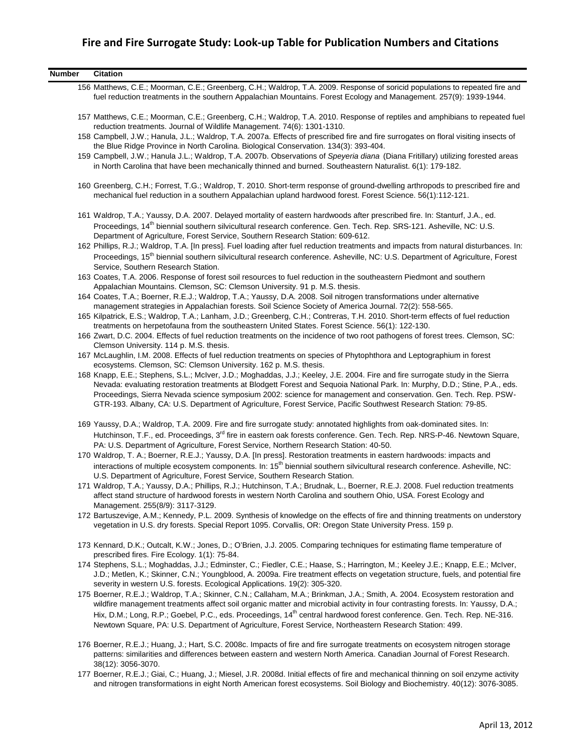# Fire and Fire Surrogate Study: Look-up Table for Publication Numbers and Citations

| Number | Citation |
|---|---|
| 156 | Matthews, C.E.; Moorman, C.E.; Greenberg, C.H.; Waldrop, T.A. 2009. Response of soricid populations to repeated fire and fuel reduction treatments in the southern Appalachian Mountains. Forest Ecology and Management. 257(9): 1939-1944. |
| 157 | Matthews, C.E.; Moorman, C.E.; Greenberg, C.H.; Waldrop, T.A. 2010. Response of reptiles and amphibians to repeated fuel reduction treatments. Journal of Wildlife Management. 74(6): 1301-1310. |
| 158 | Campbell, J.W.; Hanula, J.L.; Waldrop, T.A. 2007a. Effects of prescribed fire and fire surrogates on floral visiting insects of the Blue Ridge Province in North Carolina. Biological Conservation. 134(3): 393-404. |
| 159 | Campbell, J.W.; Hanula J.L.; Waldrop, T.A. 2007b. Observations of *Speyeria diana* (Diana Fritillary) utilizing forested areas in North Carolina that have been mechanically thinned and burned. Southeastern Naturalist. 6(1): 179-182. |
| 160 | Greenberg, C.H.; Forrest, T.G.; Waldrop, T. 2010. Short-term response of ground-dwelling arthropods to prescribed fire and mechanical fuel reduction in a southern Appalachian upland hardwood forest. Forest Science. 56(1):112-121. |
| 161 | Waldrop, T.A.; Yaussy, D.A. 2007. Delayed mortality of eastern hardwoods after prescribed fire. In: Stanturf, J.A., ed. Proceedings, 14th biennial southern silvicultural research conference. Gen. Tech. Rep. SRS-121. Asheville, NC: U.S. Department of Agriculture, Forest Service, Southern Research Station: 609-612. |
| 162 | Phillips, R.J.; Waldrop, T.A. [In press]. Fuel loading after fuel reduction treatments and impacts from natural disturbances. In: Proceedings, 15th biennial southern silvicultural research conference. Asheville, NC: U.S. Department of Agriculture, Forest Service, Southern Research Station. |
| 163 | Coates, T.A. 2006. Response of forest soil resources to fuel reduction in the southeastern Piedmont and southern Appalachian Mountains. Clemson, SC: Clemson University. 91 p. M.S. thesis. |
| 164 | Coates, T.A.; Boerner, R.E.J.; Waldrop, T.A.; Yaussy, D.A. 2008. Soil nitrogen transformations under alternative management strategies in Appalachian forests. Soil Science Society of America Journal. 72(2): 558-565. |
| 165 | Kilpatrick, E.S.; Waldrop, T.A.; Lanham, J.D.; Greenberg, C.H.; Contreras, T.H. 2010. Short-term effects of fuel reduction treatments on herpetofauna from the southeastern United States. Forest Science. 56(1): 122-130. |
| 166 | Zwart, D.C. 2004. Effects of fuel reduction treatments on the incidence of two root pathogens of forest trees. Clemson, SC: Clemson University. 114 p. M.S. thesis. |
| 167 | McLaughlin, I.M. 2008. Effects of fuel reduction treatments on species of Phytophthora and Leptographium in forest ecosystems. Clemson, SC: Clemson University. 162 p. M.S. thesis. |
| 168 | Knapp, E.E.; Stephens, S.L.; McIver, J.D.; Moghaddas, J.J.; Keeley, J.E. 2004. Fire and fire surrogate study in the Sierra Nevada: evaluating restoration treatments at Blodgett Forest and Sequoia National Park. In: Murphy, D.D.; Stine, P.A., eds. Proceedings, Sierra Nevada science symposium 2002: science for management and conservation. Gen. Tech. Rep. PSW-GTR-193. Albany, CA: U.S. Department of Agriculture, Forest Service, Pacific Southwest Research Station: 79-85. |
| 169 | Yaussy, D.A.; Waldrop, T.A. 2009. Fire and fire surrogate study: annotated highlights from oak-dominated sites. In: Hutchinson, T.F., ed. Proceedings, 3rd fire in eastern oak forests conference. Gen. Tech. Rep. NRS-P-46. Newtown Square, PA: U.S. Department of Agriculture, Forest Service, Northern Research Station: 40-50. |
| 170 | Waldrop, T. A.; Boerner, R.E.J.; Yaussy, D.A. [In press]. Restoration treatments in eastern hardwoods: impacts and interactions of multiple ecosystem components. In: 15th biennial southern silvicultural research conference. Asheville, NC: U.S. Department of Agriculture, Forest Service, Southern Research Station. |
| 171 | Waldrop, T.A.; Yaussy, D.A.; Phillips, R.J.; Hutchinson, T.A.; Brudnak, L., Boerner, R.E.J. 2008. Fuel reduction treatments affect stand structure of hardwood forests in western North Carolina and southern Ohio, USA. Forest Ecology and Management. 255(8/9): 3117-3129. |
| 172 | Bartuszevige, A.M.; Kennedy, P.L. 2009. Synthesis of knowledge on the effects of fire and thinning treatments on understory vegetation in U.S. dry forests. Special Report 1095. Corvallis, OR: Oregon State University Press. 159 p. |
| 173 | Kennard, D.K.; Outcalt, K.W.; Jones, D.; O'Brien, J.J. 2005. Comparing techniques for estimating flame temperature of prescribed fires. Fire Ecology. 1(1): 75-84. |
| 174 | Stephens, S.L.; Moghaddas, J.J.; Edminster, C.; Fiedler, C.E.; Haase, S.; Harrington, M.; Keeley J.E.; Knapp, E.E.; McIver, J.D.; Metlen, K.; Skinner, C.N.; Youngblood, A. 2009a. Fire treatment effects on vegetation structure, fuels, and potential fire severity in western U.S. forests. Ecological Applications. 19(2): 305-320. |
| 175 | Boerner, R.E.J.; Waldrop, T.A.; Skinner, C.N.; Callaham, M.A.; Brinkman, J.A.; Smith, A. 2004. Ecosystem restoration and wildfire management treatments affect soil organic matter and microbial activity in four contrasting forests. In: Yaussy, D.A.; Hix, D.M.; Long, R.P.; Goebel, P.C., eds. Proceedings, 14th central hardwood forest conference. Gen. Tech. Rep. NE-316. Newtown Square, PA: U.S. Department of Agriculture, Forest Service, Northeastern Research Station: 499. |
| 176 | Boerner, R.E.J.; Huang, J.; Hart, S.C. 2008c. Impacts of fire and fire surrogate treatments on ecosystem nitrogen storage patterns: similarities and differences between eastern and western North America. Canadian Journal of Forest Research. 38(12): 3056-3070. |
| 177 | Boerner, R.E.J.; Giai, C.; Huang, J.; Miesel, J.R. 2008d. Initial effects of fire and mechanical thinning on soil enzyme activity and nitrogen transformations in eight North American forest ecosystems. Soil Biology and Biochemistry. 40(12): 3076-3085. |

April 13, 2012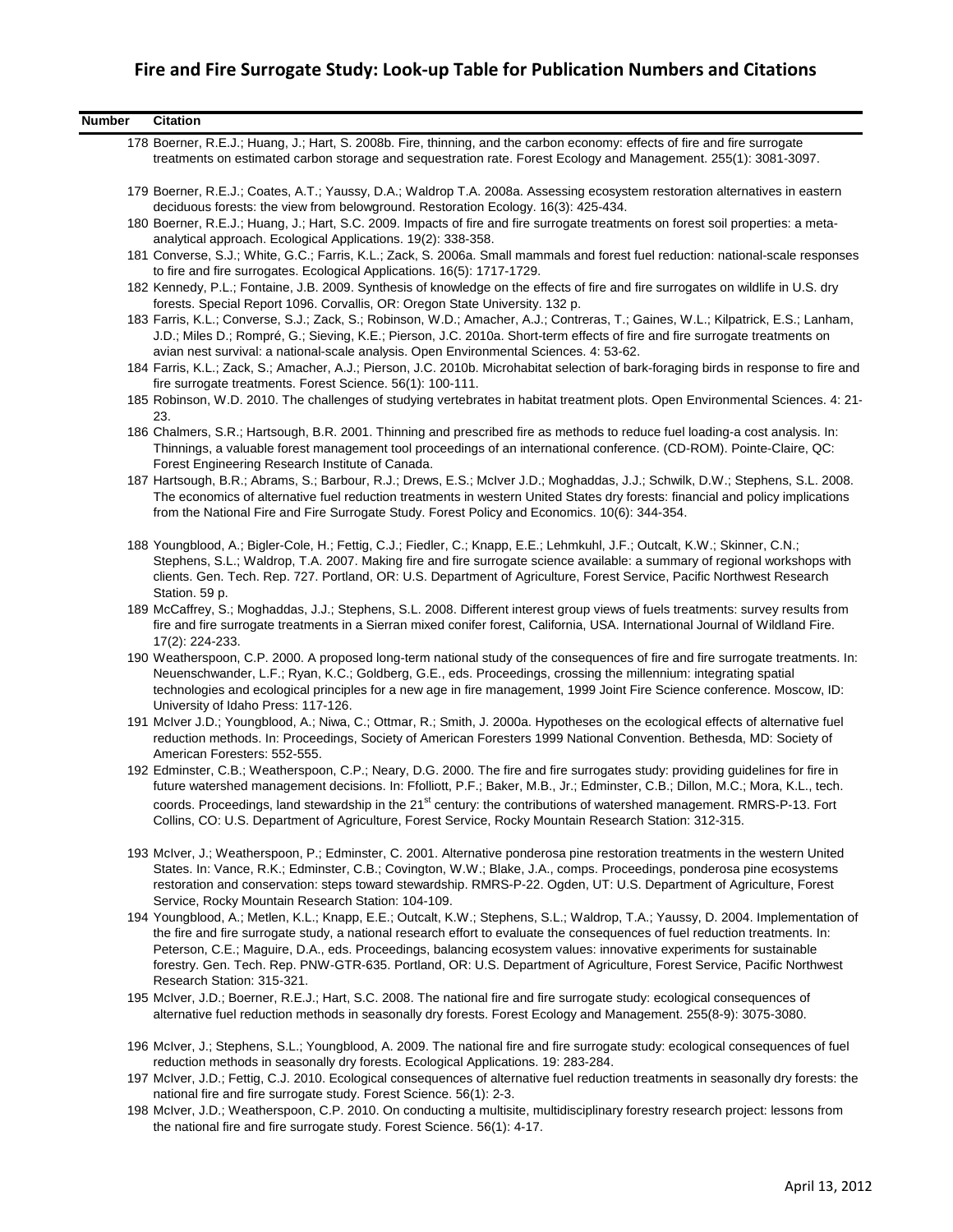# Fire and Fire Surrogate Study: Look-up Table for Publication Numbers and Citations

| Number | Citation |
|---|---|
| 178 | Boerner, R.E.J.; Huang, J.; Hart, S. 2008b. Fire, thinning, and the carbon economy: effects of fire and fire surrogate treatments on estimated carbon storage and sequestration rate. Forest Ecology and Management. 255(1): 3081-3097. |
| 179 | Boerner, R.E.J.; Coates, A.T.; Yaussy, D.A.; Waldrop T.A. 2008a. Assessing ecosystem restoration alternatives in eastern deciduous forests: the view from belowground. Restoration Ecology. 16(3): 425-434. |
| 180 | Boerner, R.E.J.; Huang, J.; Hart, S.C. 2009. Impacts of fire and fire surrogate treatments on forest soil properties: a meta-analytical approach. Ecological Applications. 19(2): 338-358. |
| 181 | Converse, S.J.; White, G.C.; Farris, K.L.; Zack, S. 2006a. Small mammals and forest fuel reduction: national-scale responses to fire and fire surrogates. Ecological Applications. 16(5): 1717-1729. |
| 182 | Kennedy, P.L.; Fontaine, J.B. 2009. Synthesis of knowledge on the effects of fire and fire surrogates on wildlife in U.S. dry forests. Special Report 1096. Corvallis, OR: Oregon State University. 132 p. |
| 183 | Farris, K.L.; Converse, S.J.; Zack, S.; Robinson, W.D.; Amacher, A.J.; Contreras, T.; Gaines, W.L.; Kilpatrick, E.S.; Lanham, J.D.; Miles D.; Rompré, G.; Sieving, K.E.; Pierson, J.C. 2010a. Short-term effects of fire and fire surrogate treatments on avian nest survival: a national-scale analysis. Open Environmental Sciences. 4: 53-62. |
| 184 | Farris, K.L.; Zack, S.; Amacher, A.J.; Pierson, J.C. 2010b. Microhabitat selection of bark-foraging birds in response to fire and fire surrogate treatments. Forest Science. 56(1): 100-111. |
| 185 | Robinson, W.D. 2010. The challenges of studying vertebrates in habitat treatment plots. Open Environmental Sciences. 4: 21-23. |
| 186 | Chalmers, S.R.; Hartsough, B.R. 2001. Thinning and prescribed fire as methods to reduce fuel loading-a cost analysis. In: Thinnings, a valuable forest management tool proceedings of an international conference. (CD-ROM). Pointe-Claire, QC: Forest Engineering Research Institute of Canada. |
| 187 | Hartsough, B.R.; Abrams, S.; Barbour, R.J.; Drews, E.S.; McIver J.D.; Moghaddas, J.J.; Schwilk, D.W.; Stephens, S.L. 2008. The economics of alternative fuel reduction treatments in western United States dry forests: financial and policy implications from the National Fire and Fire Surrogate Study. Forest Policy and Economics. 10(6): 344-354. |
| 188 | Youngblood, A.; Bigler-Cole, H.; Fettig, C.J.; Fiedler, C.; Knapp, E.E.; Lehmkuhl, J.F.; Outcalt, K.W.; Skinner, C.N.; Stephens, S.L.; Waldrop, T.A. 2007. Making fire and fire surrogate science available: a summary of regional workshops with clients. Gen. Tech. Rep. 727. Portland, OR: U.S. Department of Agriculture, Forest Service, Pacific Northwest Research Station. 59 p. |
| 189 | McCaffrey, S.; Moghaddas, J.J.; Stephens, S.L. 2008. Different interest group views of fuels treatments: survey results from fire and fire surrogate treatments in a Sierran mixed conifer forest, California, USA. International Journal of Wildland Fire. 17(2): 224-233. |
| 190 | Weatherspoon, C.P. 2000. A proposed long-term national study of the consequences of fire and fire surrogate treatments. In: Neuenschwander, L.F.; Ryan, K.C.; Goldberg, G.E., eds. Proceedings, crossing the millennium: integrating spatial technologies and ecological principles for a new age in fire management, 1999 Joint Fire Science conference. Moscow, ID: University of Idaho Press: 117-126. |
| 191 | McIver J.D.; Youngblood, A.; Niwa, C.; Ottmar, R.; Smith, J. 2000a. Hypotheses on the ecological effects of alternative fuel reduction methods. In: Proceedings, Society of American Foresters 1999 National Convention. Bethesda, MD: Society of American Foresters: 552-555. |
| 192 | Edminster, C.B.; Weatherspoon, C.P.; Neary, D.G. 2000. The fire and fire surrogates study: providing guidelines for fire in future watershed management decisions. In: Ffolliott, P.F.; Baker, M.B., Jr.; Edminster, C.B.; Dillon, M.C.; Mora, K.L., tech. coords. Proceedings, land stewardship in the 21st century: the contributions of watershed management. RMRS-P-13. Fort Collins, CO: U.S. Department of Agriculture, Forest Service, Rocky Mountain Research Station: 312-315. |
| 193 | McIver, J.; Weatherspoon, P.; Edminster, C. 2001. Alternative ponderosa pine restoration treatments in the western United States. In: Vance, R.K.; Edminster, C.B.; Covington, W.W.; Blake, J.A., comps. Proceedings, ponderosa pine ecosystems restoration and conservation: steps toward stewardship. RMRS-P-22. Ogden, UT: U.S. Department of Agriculture, Forest Service, Rocky Mountain Research Station: 104-109. |
| 194 | Youngblood, A.; Metlen, K.L.; Knapp, E.E.; Outcalt, K.W.; Stephens, S.L.; Waldrop, T.A.; Yaussy, D. 2004. Implementation of the fire and fire surrogate study, a national research effort to evaluate the consequences of fuel reduction treatments. In: Peterson, C.E.; Maguire, D.A., eds. Proceedings, balancing ecosystem values: innovative experiments for sustainable forestry. Gen. Tech. Rep. PNW-GTR-635. Portland, OR: U.S. Department of Agriculture, Forest Service, Pacific Northwest Research Station: 315-321. |
| 195 | McIver, J.D.; Boerner, R.E.J.; Hart, S.C. 2008. The national fire and fire surrogate study: ecological consequences of alternative fuel reduction methods in seasonally dry forests. Forest Ecology and Management. 255(8-9): 3075-3080. |
| 196 | McIver, J.; Stephens, S.L.; Youngblood, A. 2009. The national fire and fire surrogate study: ecological consequences of fuel reduction methods in seasonally dry forests. Ecological Applications. 19: 283-284. |
| 197 | McIver, J.D.; Fettig, C.J. 2010. Ecological consequences of alternative fuel reduction treatments in seasonally dry forests: the national fire and fire surrogate study. Forest Science. 56(1): 2-3. |
| 198 | McIver, J.D.; Weatherspoon, C.P. 2010. On conducting a multisite, multidisciplinary forestry research project: lessons from the national fire and fire surrogate study. Forest Science. 56(1): 4-17. |

April 13, 2012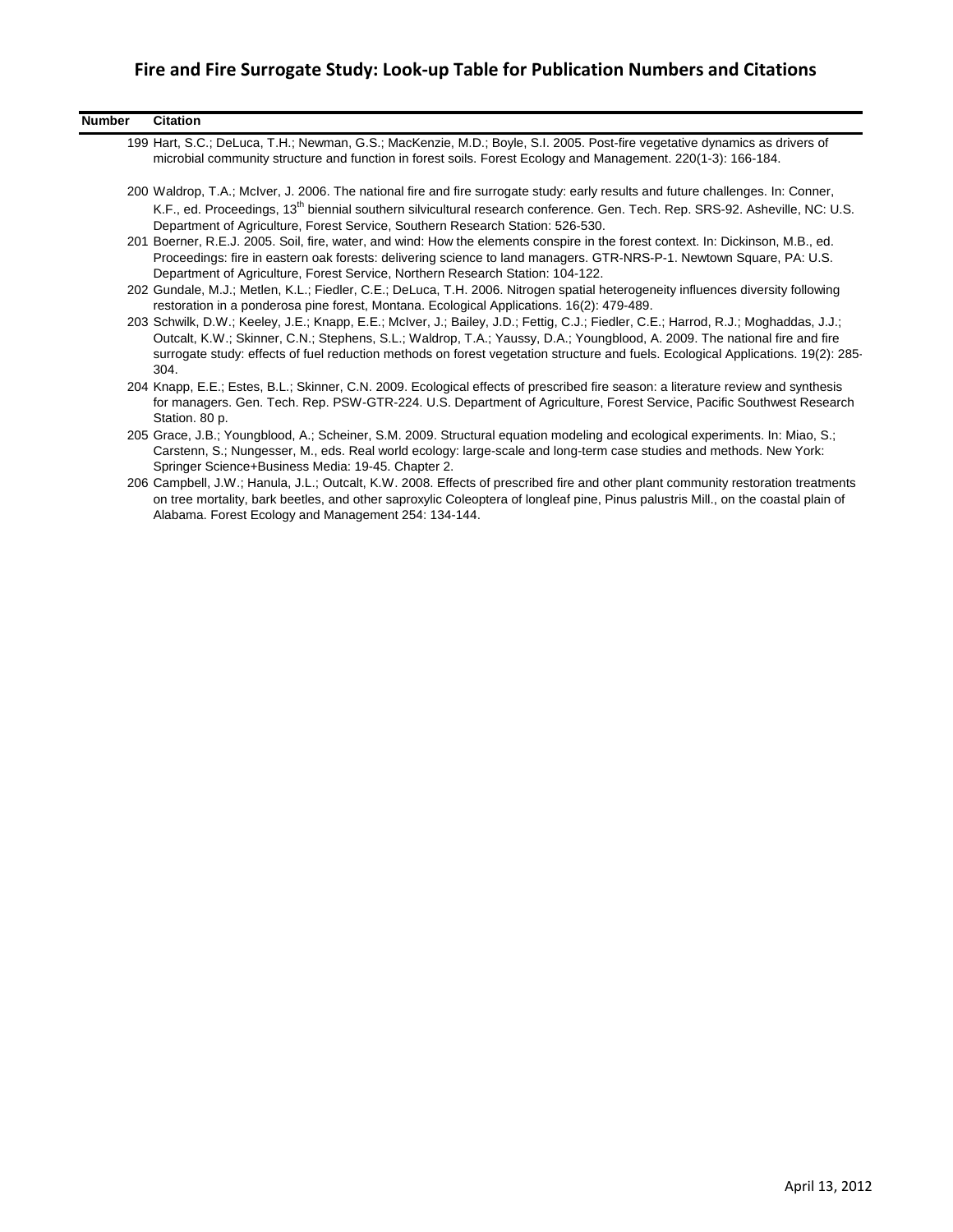## Fire and Fire Surrogate Study: Look-up Table for Publication Numbers and Citations

| Number | Citation |
|---|---|
| 199 | Hart, S.C.; DeLuca, T.H.; Newman, G.S.; MacKenzie, M.D.; Boyle, S.I. 2005. Post-fire vegetative dynamics as drivers of microbial community structure and function in forest soils. Forest Ecology and Management. 220(1-3): 166-184. |
| 200 | Waldrop, T.A.; McIver, J. 2006. The national fire and fire surrogate study: early results and future challenges. In: Conner, K.F., ed. Proceedings, 13th biennial southern silvicultural research conference. Gen. Tech. Rep. SRS-92. Asheville, NC: U.S. Department of Agriculture, Forest Service, Southern Research Station: 526-530. |
| 201 | Boerner, R.E.J. 2005. Soil, fire, water, and wind: How the elements conspire in the forest context. In: Dickinson, M.B., ed. Proceedings: fire in eastern oak forests: delivering science to land managers. GTR-NRS-P-1. Newtown Square, PA: U.S. Department of Agriculture, Forest Service, Northern Research Station: 104-122. |
| 202 | Gundale, M.J.; Metlen, K.L.; Fiedler, C.E.; DeLuca, T.H. 2006. Nitrogen spatial heterogeneity influences diversity following restoration in a ponderosa pine forest, Montana. Ecological Applications. 16(2): 479-489. |
| 203 | Schwilk, D.W.; Keeley, J.E.; Knapp, E.E.; McIver, J.; Bailey, J.D.; Fettig, C.J.; Fiedler, C.E.; Harrod, R.J.; Moghaddas, J.J.; Outcalt, K.W.; Skinner, C.N.; Stephens, S.L.; Waldrop, T.A.; Yaussy, D.A.; Youngblood, A. 2009. The national fire and fire surrogate study: effects of fuel reduction methods on forest vegetation structure and fuels. Ecological Applications. 19(2): 285-304. |
| 204 | Knapp, E.E.; Estes, B.L.; Skinner, C.N. 2009. Ecological effects of prescribed fire season: a literature review and synthesis for managers. Gen. Tech. Rep. PSW-GTR-224. U.S. Department of Agriculture, Forest Service, Pacific Southwest Research Station. 80 p. |
| 205 | Grace, J.B.; Youngblood, A.; Scheiner, S.M. 2009. Structural equation modeling and ecological experiments. In: Miao, S.; Carstenn, S.; Nungesser, M., eds. Real world ecology: large-scale and long-term case studies and methods. New York: Springer Science+Business Media: 19-45. Chapter 2. |
| 206 | Campbell, J.W.; Hanula, J.L.; Outcalt, K.W. 2008. Effects of prescribed fire and other plant community restoration treatments on tree mortality, bark beetles, and other saproxylic Coleoptera of longleaf pine, Pinus palustris Mill., on the coastal plain of Alabama. Forest Ecology and Management 254: 134-144. |